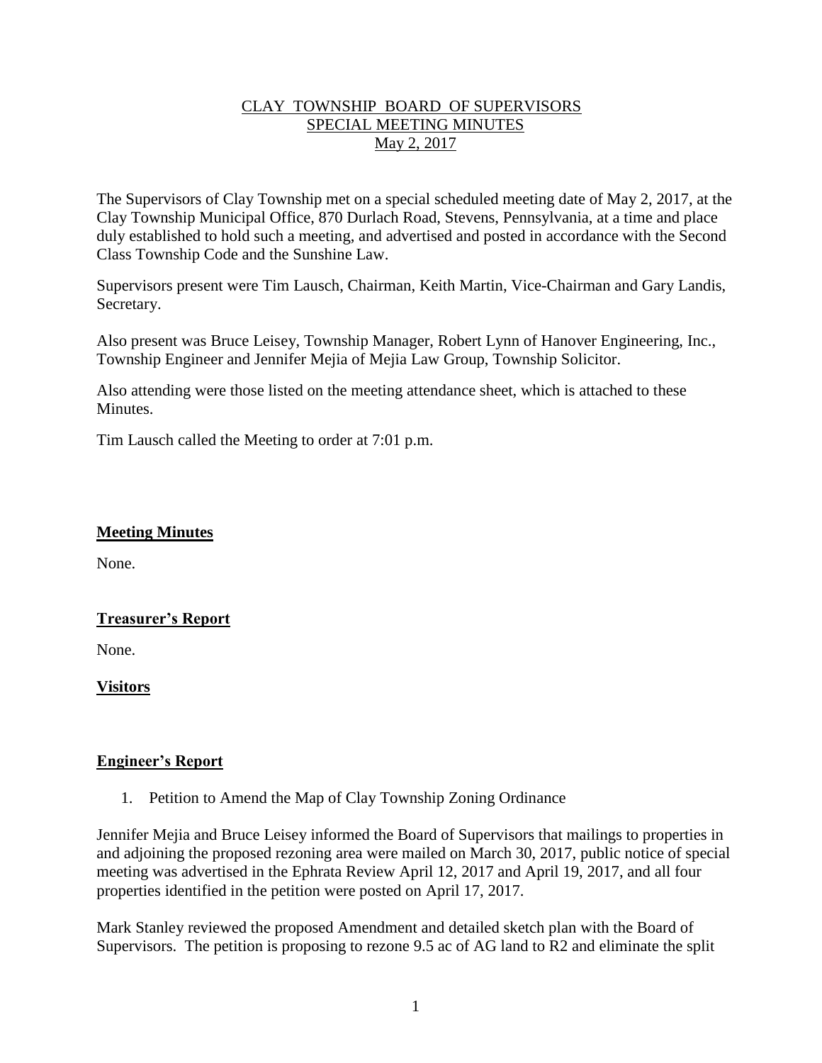# CLAY TOWNSHIP BOARD OF SUPERVISORS
## SPECIAL MEETING MINUTES
### May 2, 2017

The Supervisors of Clay Township met on a special scheduled meeting date of May 2, 2017, at the Clay Township Municipal Office, 870 Durlach Road, Stevens, Pennsylvania, at a time and place duly established to hold such a meeting, and advertised and posted in accordance with the Second Class Township Code and the Sunshine Law.

Supervisors present were Tim Lausch, Chairman, Keith Martin, Vice-Chairman and Gary Landis, Secretary.

Also present was Bruce Leisey, Township Manager, Robert Lynn of Hanover Engineering, Inc., Township Engineer and Jennifer Mejia of Mejia Law Group, Township Solicitor.

Also attending were those listed on the meeting attendance sheet, which is attached to these Minutes.

Tim Lausch called the Meeting to order at 7:01 p.m.

**Meeting Minutes**

None.

**Treasurer's Report**

None.

**Visitors**

**Engineer's Report**

1. Petition to Amend the Map of Clay Township Zoning Ordinance

Jennifer Mejia and Bruce Leisey informed the Board of Supervisors that mailings to properties in and adjoining the proposed rezoning area were mailed on March 30, 2017, public notice of special meeting was advertised in the Ephrata Review April 12, 2017 and April 19, 2017, and all four properties identified in the petition were posted on April 17, 2017.

Mark Stanley reviewed the proposed Amendment and detailed sketch plan with the Board of Supervisors. The petition is proposing to rezone 9.5 ac of AG land to R2 and eliminate the split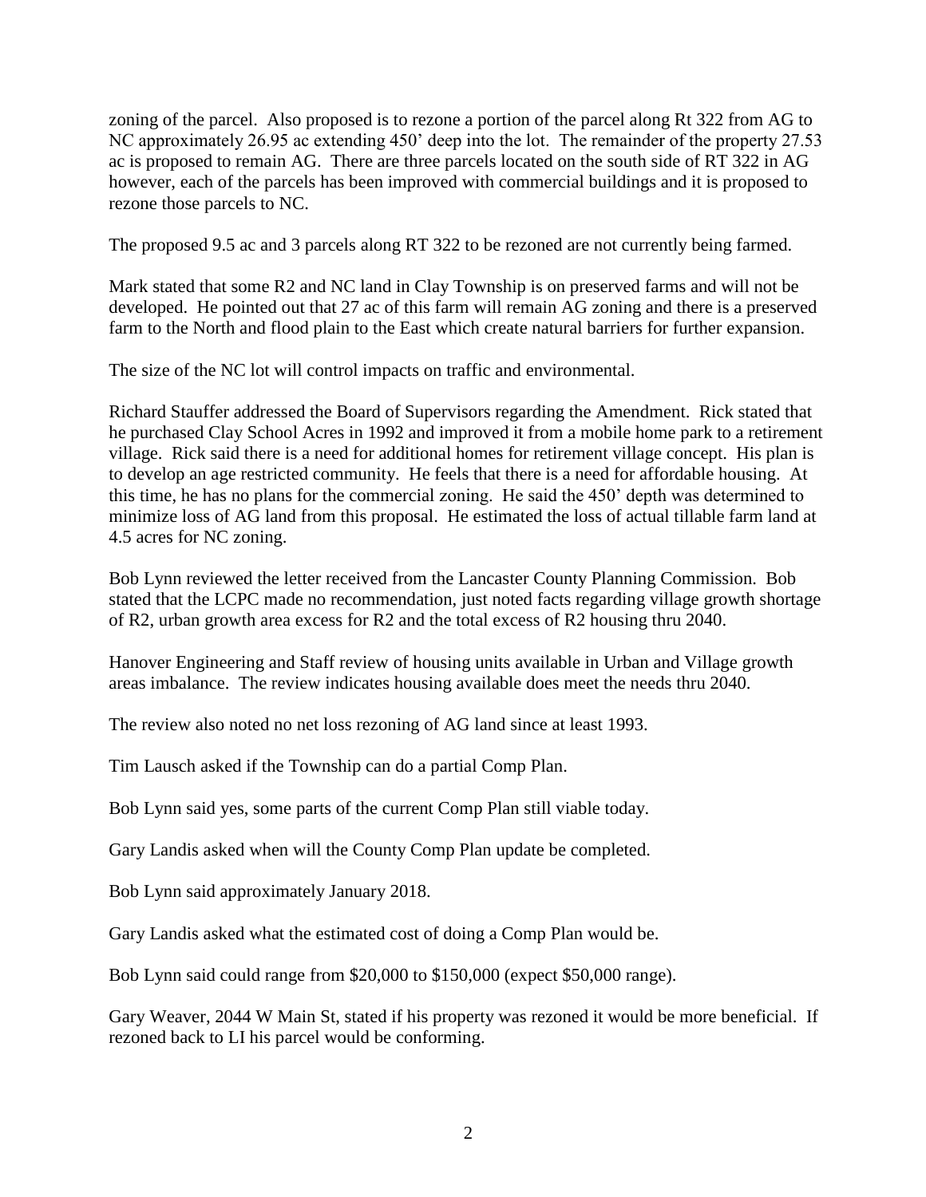zoning of the parcel. Also proposed is to rezone a portion of the parcel along Rt 322 from AG to NC approximately 26.95 ac extending 450' deep into the lot. The remainder of the property 27.53 ac is proposed to remain AG. There are three parcels located on the south side of RT 322 in AG however, each of the parcels has been improved with commercial buildings and it is proposed to rezone those parcels to NC.

The proposed 9.5 ac and 3 parcels along RT 322 to be rezoned are not currently being farmed.

Mark stated that some R2 and NC land in Clay Township is on preserved farms and will not be developed. He pointed out that 27 ac of this farm will remain AG zoning and there is a preserved farm to the North and flood plain to the East which create natural barriers for further expansion.

The size of the NC lot will control impacts on traffic and environmental.

Richard Stauffer addressed the Board of Supervisors regarding the Amendment. Rick stated that he purchased Clay School Acres in 1992 and improved it from a mobile home park to a retirement village. Rick said there is a need for additional homes for retirement village concept. His plan is to develop an age restricted community. He feels that there is a need for affordable housing. At this time, he has no plans for the commercial zoning. He said the 450' depth was determined to minimize loss of AG land from this proposal. He estimated the loss of actual tillable farm land at 4.5 acres for NC zoning.

Bob Lynn reviewed the letter received from the Lancaster County Planning Commission. Bob stated that the LCPC made no recommendation, just noted facts regarding village growth shortage of R2, urban growth area excess for R2 and the total excess of R2 housing thru 2040.

Hanover Engineering and Staff review of housing units available in Urban and Village growth areas imbalance. The review indicates housing available does meet the needs thru 2040.

The review also noted no net loss rezoning of AG land since at least 1993.

Tim Lausch asked if the Township can do a partial Comp Plan.

Bob Lynn said yes, some parts of the current Comp Plan still viable today.

Gary Landis asked when will the County Comp Plan update be completed.

Bob Lynn said approximately January 2018.

Gary Landis asked what the estimated cost of doing a Comp Plan would be.

Bob Lynn said could range from $20,000 to $150,000 (expect $50,000 range).

Gary Weaver, 2044 W Main St, stated if his property was rezoned it would be more beneficial. If rezoned back to LI his parcel would be conforming.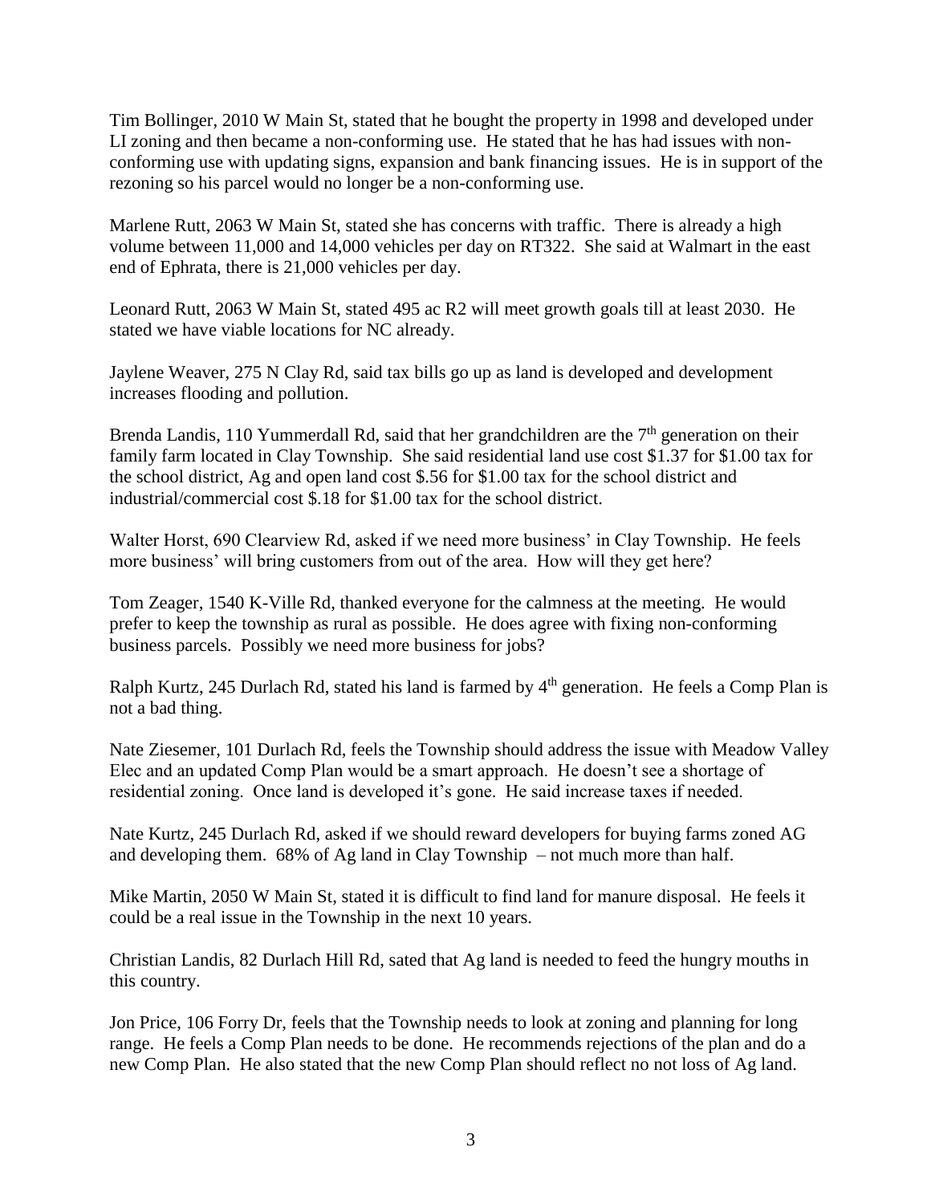Tim Bollinger, 2010 W Main St, stated that he bought the property in 1998 and developed under LI zoning and then became a non-conforming use. He stated that he has had issues with non-conforming use with updating signs, expansion and bank financing issues. He is in support of the rezoning so his parcel would no longer be a non-conforming use.

Marlene Rutt, 2063 W Main St, stated she has concerns with traffic. There is already a high volume between 11,000 and 14,000 vehicles per day on RT322. She said at Walmart in the east end of Ephrata, there is 21,000 vehicles per day.

Leonard Rutt, 2063 W Main St, stated 495 ac R2 will meet growth goals till at least 2030. He stated we have viable locations for NC already.

Jaylene Weaver, 275 N Clay Rd, said tax bills go up as land is developed and development increases flooding and pollution.

Brenda Landis, 110 Yummerdall Rd, said that her grandchildren are the 7th generation on their family farm located in Clay Township. She said residential land use cost $1.37 for $1.00 tax for the school district, Ag and open land cost $.56 for $1.00 tax for the school district and industrial/commercial cost $.18 for $1.00 tax for the school district.

Walter Horst, 690 Clearview Rd, asked if we need more business' in Clay Township. He feels more business' will bring customers from out of the area. How will they get here?

Tom Zeager, 1540 K-Ville Rd, thanked everyone for the calmness at the meeting. He would prefer to keep the township as rural as possible. He does agree with fixing non-conforming business parcels. Possibly we need more business for jobs?

Ralph Kurtz, 245 Durlach Rd, stated his land is farmed by 4th generation. He feels a Comp Plan is not a bad thing.

Nate Ziesemer, 101 Durlach Rd, feels the Township should address the issue with Meadow Valley Elec and an updated Comp Plan would be a smart approach. He doesn't see a shortage of residential zoning. Once land is developed it's gone. He said increase taxes if needed.

Nate Kurtz, 245 Durlach Rd, asked if we should reward developers for buying farms zoned AG and developing them. 68% of Ag land in Clay Township – not much more than half.

Mike Martin, 2050 W Main St, stated it is difficult to find land for manure disposal. He feels it could be a real issue in the Township in the next 10 years.

Christian Landis, 82 Durlach Hill Rd, sated that Ag land is needed to feed the hungry mouths in this country.

Jon Price, 106 Forry Dr, feels that the Township needs to look at zoning and planning for long range. He feels a Comp Plan needs to be done. He recommends rejections of the plan and do a new Comp Plan. He also stated that the new Comp Plan should reflect no not loss of Ag land.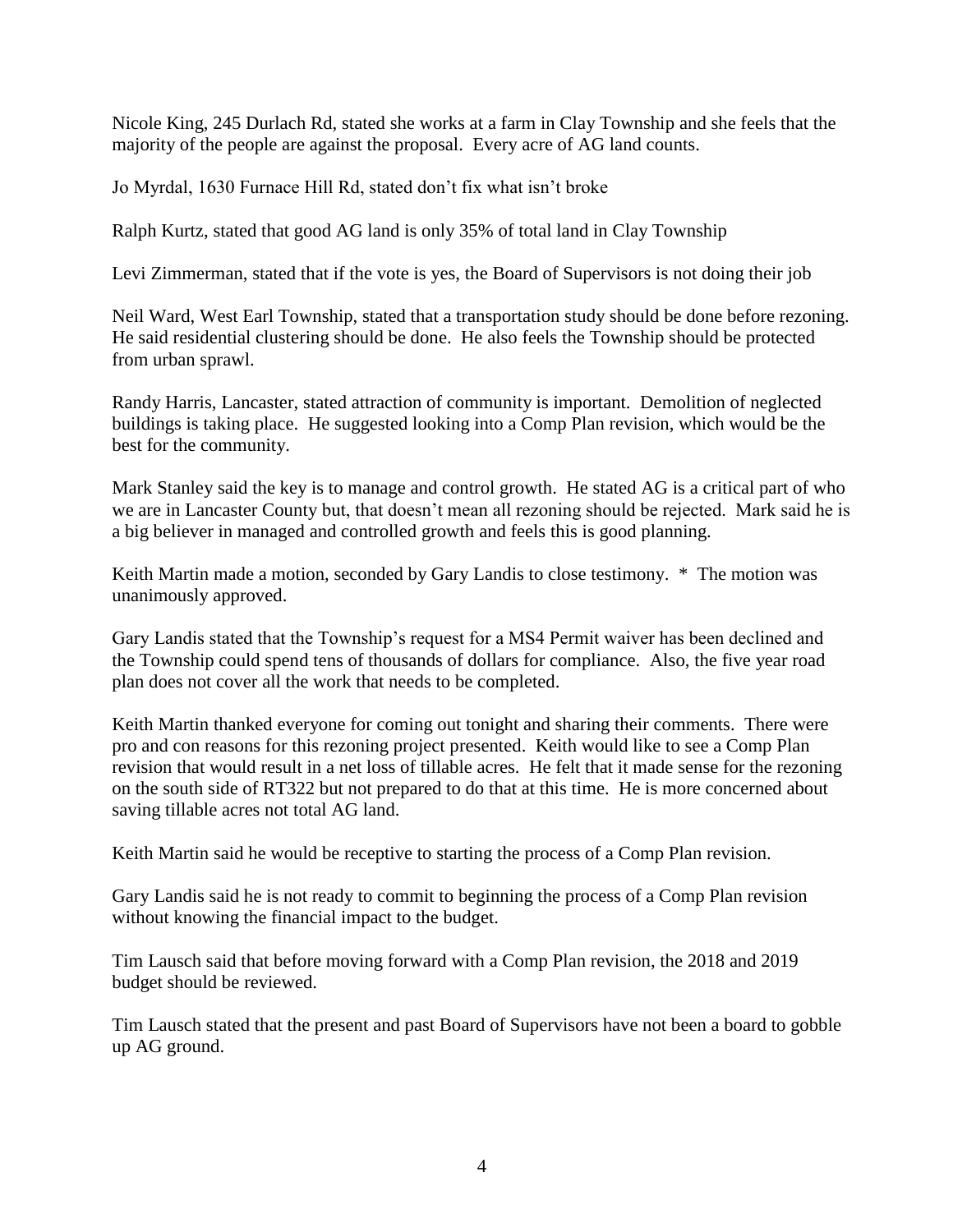Nicole King, 245 Durlach Rd, stated she works at a farm in Clay Township and she feels that the majority of the people are against the proposal. Every acre of AG land counts.

Jo Myrdal, 1630 Furnace Hill Rd, stated don't fix what isn't broke

Ralph Kurtz, stated that good AG land is only 35% of total land in Clay Township

Levi Zimmerman, stated that if the vote is yes, the Board of Supervisors is not doing their job

Neil Ward, West Earl Township, stated that a transportation study should be done before rezoning. He said residential clustering should be done. He also feels the Township should be protected from urban sprawl.

Randy Harris, Lancaster, stated attraction of community is important. Demolition of neglected buildings is taking place. He suggested looking into a Comp Plan revision, which would be the best for the community.

Mark Stanley said the key is to manage and control growth. He stated AG is a critical part of who we are in Lancaster County but, that doesn't mean all rezoning should be rejected. Mark said he is a big believer in managed and controlled growth and feels this is good planning.

Keith Martin made a motion, seconded by Gary Landis to close testimony. * The motion was unanimously approved.

Gary Landis stated that the Township's request for a MS4 Permit waiver has been declined and the Township could spend tens of thousands of dollars for compliance. Also, the five year road plan does not cover all the work that needs to be completed.

Keith Martin thanked everyone for coming out tonight and sharing their comments. There were pro and con reasons for this rezoning project presented. Keith would like to see a Comp Plan revision that would result in a net loss of tillable acres. He felt that it made sense for the rezoning on the south side of RT322 but not prepared to do that at this time. He is more concerned about saving tillable acres not total AG land.

Keith Martin said he would be receptive to starting the process of a Comp Plan revision.

Gary Landis said he is not ready to commit to beginning the process of a Comp Plan revision without knowing the financial impact to the budget.

Tim Lausch said that before moving forward with a Comp Plan revision, the 2018 and 2019 budget should be reviewed.

Tim Lausch stated that the present and past Board of Supervisors have not been a board to gobble up AG ground.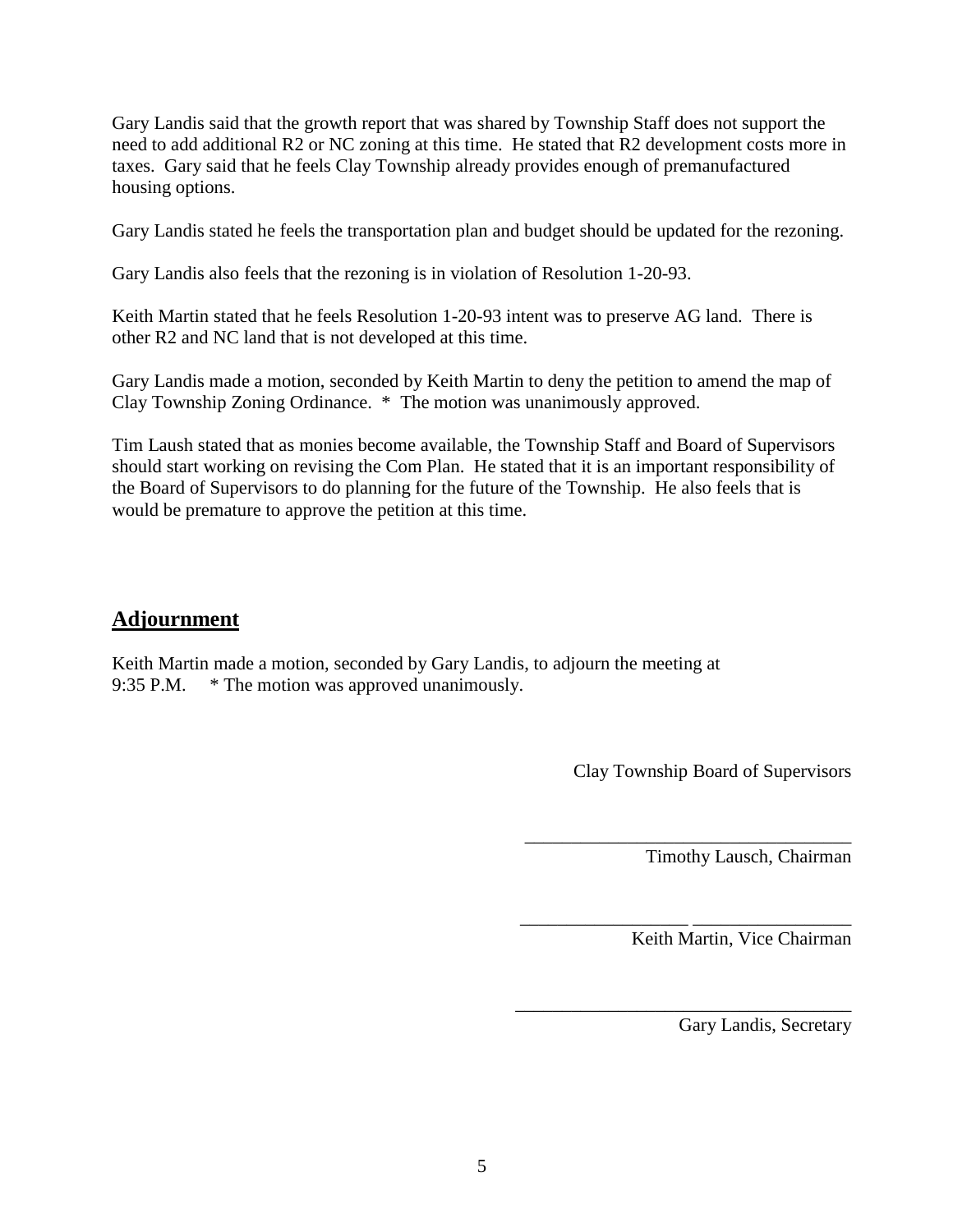Gary Landis said that the growth report that was shared by Township Staff does not support the need to add additional R2 or NC zoning at this time. He stated that R2 development costs more in taxes. Gary said that he feels Clay Township already provides enough of premanufactured housing options.

Gary Landis stated he feels the transportation plan and budget should be updated for the rezoning.

Gary Landis also feels that the rezoning is in violation of Resolution 1-20-93.

Keith Martin stated that he feels Resolution 1-20-93 intent was to preserve AG land. There is other R2 and NC land that is not developed at this time.

Gary Landis made a motion, seconded by Keith Martin to deny the petition to amend the map of Clay Township Zoning Ordinance. * The motion was unanimously approved.

Tim Laush stated that as monies become available, the Township Staff and Board of Supervisors should start working on revising the Com Plan. He stated that it is an important responsibility of the Board of Supervisors to do planning for the future of the Township. He also feels that is would be premature to approve the petition at this time.

## Adjournment

Keith Martin made a motion, seconded by Gary Landis, to adjourn the meeting at 9:35 P.M. * The motion was approved unanimously.

Clay Township Board of Supervisors

___________________________________
Timothy Lausch, Chairman

___________________________________
Keith Martin, Vice Chairman

___________________________________
Gary Landis, Secretary